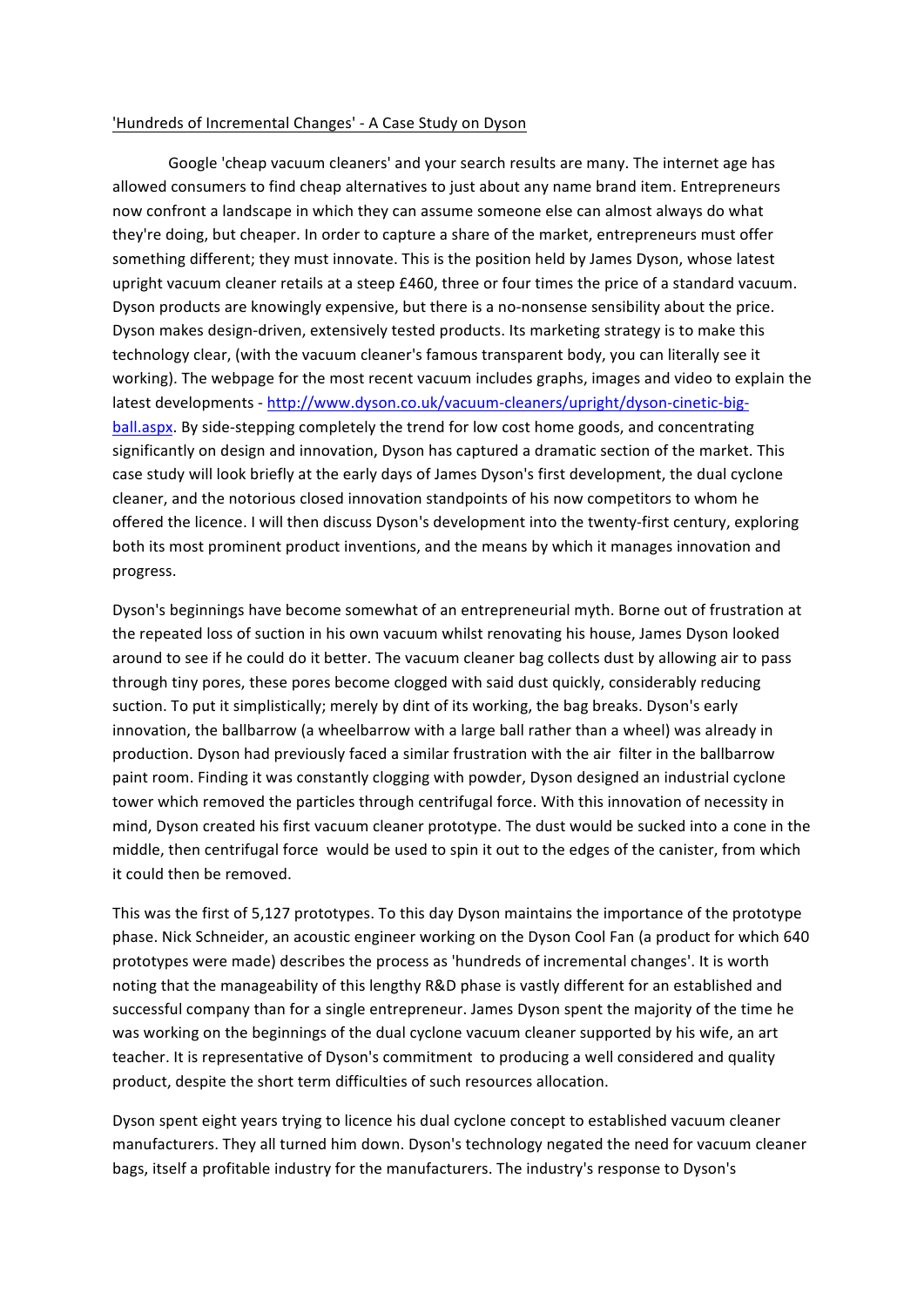'Hundreds of Incremental Changes' - A Case Study on Dyson

Google 'cheap vacuum cleaners' and your search results are many. The internet age has allowed consumers to find cheap alternatives to just about any name brand item. Entrepreneurs now confront a landscape in which they can assume someone else can almost always do what they're doing, but cheaper. In order to capture a share of the market, entrepreneurs must offer something different; they must innovate. This is the position held by James Dyson, whose latest upright vacuum cleaner retails at a steep £460, three or four times the price of a standard vacuum. Dyson products are knowingly expensive, but there is a no-nonsense sensibility about the price. Dyson makes design-driven, extensively tested products. Its marketing strategy is to make this technology clear, (with the vacuum cleaner's famous transparent body, you can literally see it working). The webpage for the most recent vacuum includes graphs, images and video to explain the latest developments - [http://www.dyson.co.uk/vacuum-cleaners/upright/dyson-cinetic-big-ball.aspx](http://www.dyson.co.uk/vacuum-cleaners/upright/dyson-cinetic-big-ball.aspx). By side-stepping completely the trend for low cost home goods, and concentrating significantly on design and innovation, Dyson has captured a dramatic section of the market. This case study will look briefly at the early days of James Dyson's first development, the dual cyclone cleaner, and the notorious closed innovation standpoints of his now competitors to whom he offered the licence. I will then discuss Dyson's development into the twenty-first century, exploring both its most prominent product inventions, and the means by which it manages innovation and progress.

Dyson's beginnings have become somewhat of an entrepreneurial myth. Borne out of frustration at the repeated loss of suction in his own vacuum whilst renovating his house, James Dyson looked around to see if he could do it better. The vacuum cleaner bag collects dust by allowing air to pass through tiny pores, these pores become clogged with said dust quickly, considerably reducing suction. To put it simplistically; merely by dint of its working, the bag breaks. Dyson's early innovation, the ballbarrow (a wheelbarrow with a large ball rather than a wheel) was already in production. Dyson had previously faced a similar frustration with the air filter in the ballbarrow paint room. Finding it was constantly clogging with powder, Dyson designed an industrial cyclone tower which removed the particles through centrifugal force. With this innovation of necessity in mind, Dyson created his first vacuum cleaner prototype. The dust would be sucked into a cone in the middle, then centrifugal force would be used to spin it out to the edges of the canister, from which it could then be removed.

This was the first of 5,127 prototypes. To this day Dyson maintains the importance of the prototype phase. Nick Schneider, an acoustic engineer working on the Dyson Cool Fan (a product for which 640 prototypes were made) describes the process as 'hundreds of incremental changes'. It is worth noting that the manageability of this lengthy R&D phase is vastly different for an established and successful company than for a single entrepreneur. James Dyson spent the majority of the time he was working on the beginnings of the dual cyclone vacuum cleaner supported by his wife, an art teacher. It is representative of Dyson's commitment to producing a well considered and quality product, despite the short term difficulties of such resources allocation.

Dyson spent eight years trying to licence his dual cyclone concept to established vacuum cleaner manufacturers. They all turned him down. Dyson's technology negated the need for vacuum cleaner bags, itself a profitable industry for the manufacturers. The industry's response to Dyson's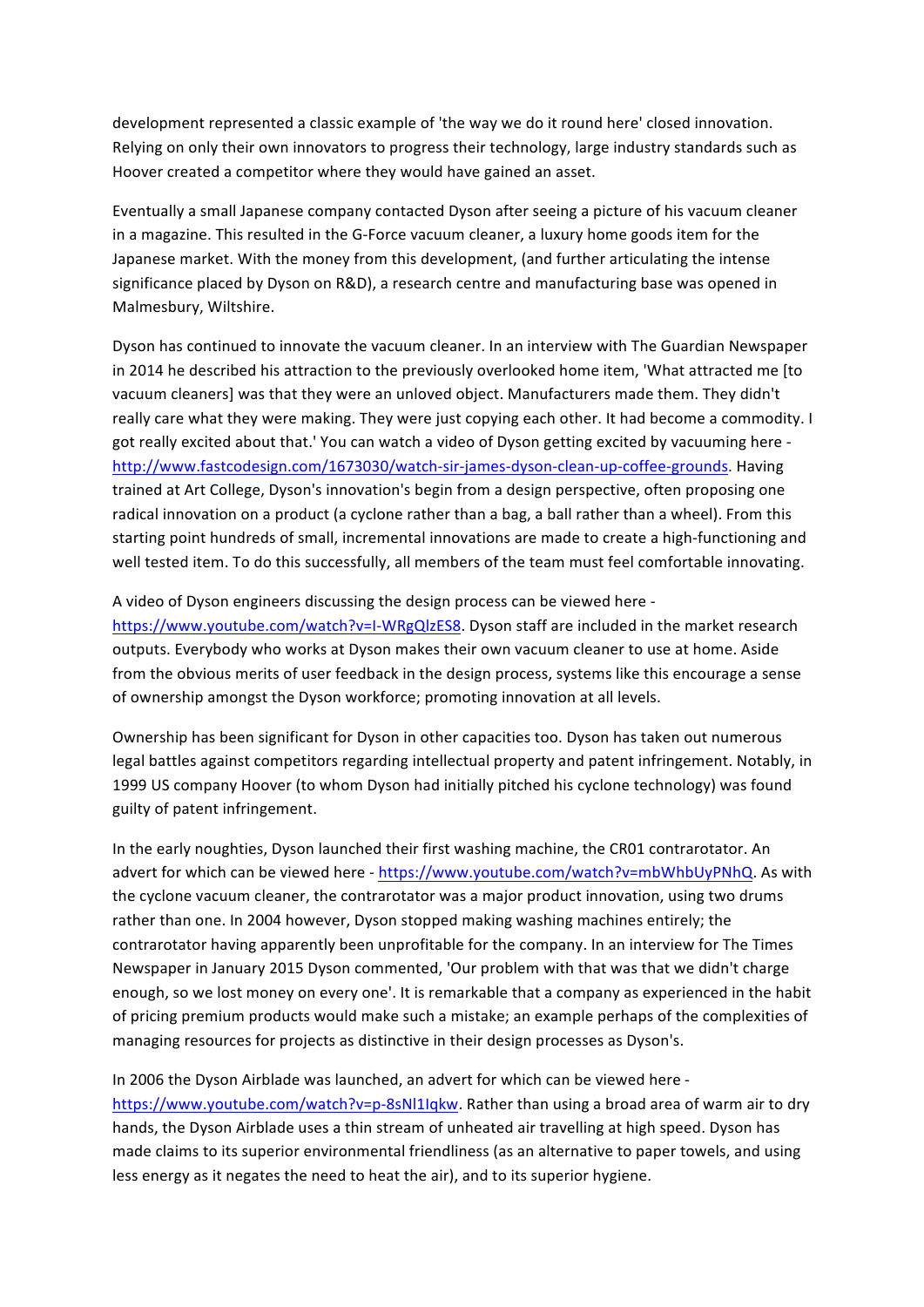development represented a classic example of 'the way we do it round here' closed innovation. Relying on only their own innovators to progress their technology, large industry standards such as Hoover created a competitor where they would have gained an asset.

Eventually a small Japanese company contacted Dyson after seeing a picture of his vacuum cleaner in a magazine. This resulted in the G-Force vacuum cleaner, a luxury home goods item for the Japanese market. With the money from this development, (and further articulating the intense significance placed by Dyson on R&D), a research centre and manufacturing base was opened in Malmesbury, Wiltshire.

Dyson has continued to innovate the vacuum cleaner. In an interview with The Guardian Newspaper in 2014 he described his attraction to the previously overlooked home item, 'What attracted me [to vacuum cleaners] was that they were an unloved object. Manufacturers made them. They didn't really care what they were making. They were just copying each other. It had become a commodity. I got really excited about that.' You can watch a video of Dyson getting excited by vacuuming here - http://www.fastcodesign.com/1673030/watch-sir-james-dyson-clean-up-coffee-grounds. Having trained at Art College, Dyson's innovation's begin from a design perspective, often proposing one radical innovation on a product (a cyclone rather than a bag, a ball rather than a wheel). From this starting point hundreds of small, incremental innovations are made to create a high-functioning and well tested item. To do this successfully, all members of the team must feel comfortable innovating.

A video of Dyson engineers discussing the design process can be viewed here - https://www.youtube.com/watch?v=I-WRgQlzES8. Dyson staff are included in the market research outputs. Everybody who works at Dyson makes their own vacuum cleaner to use at home. Aside from the obvious merits of user feedback in the design process, systems like this encourage a sense of ownership amongst the Dyson workforce; promoting innovation at all levels.

Ownership has been significant for Dyson in other capacities too. Dyson has taken out numerous legal battles against competitors regarding intellectual property and patent infringement. Notably, in 1999 US company Hoover (to whom Dyson had initially pitched his cyclone technology) was found guilty of patent infringement.

In the early noughties, Dyson launched their first washing machine, the CR01 contrarotator. An advert for which can be viewed here - https://www.youtube.com/watch?v=mbWhbUyPNhQ. As with the cyclone vacuum cleaner, the contrarotator was a major product innovation, using two drums rather than one. In 2004 however, Dyson stopped making washing machines entirely; the contrarotator having apparently been unprofitable for the company. In an interview for The Times Newspaper in January 2015 Dyson commented, 'Our problem with that was that we didn't charge enough, so we lost money on every one'. It is remarkable that a company as experienced in the habit of pricing premium products would make such a mistake; an example perhaps of the complexities of managing resources for projects as distinctive in their design processes as Dyson's.

In 2006 the Dyson Airblade was launched, an advert for which can be viewed here - https://www.youtube.com/watch?v=p-8sNl1Iqkw. Rather than using a broad area of warm air to dry hands, the Dyson Airblade uses a thin stream of unheated air travelling at high speed. Dyson has made claims to its superior environmental friendliness (as an alternative to paper towels, and using less energy as it negates the need to heat the air), and to its superior hygiene.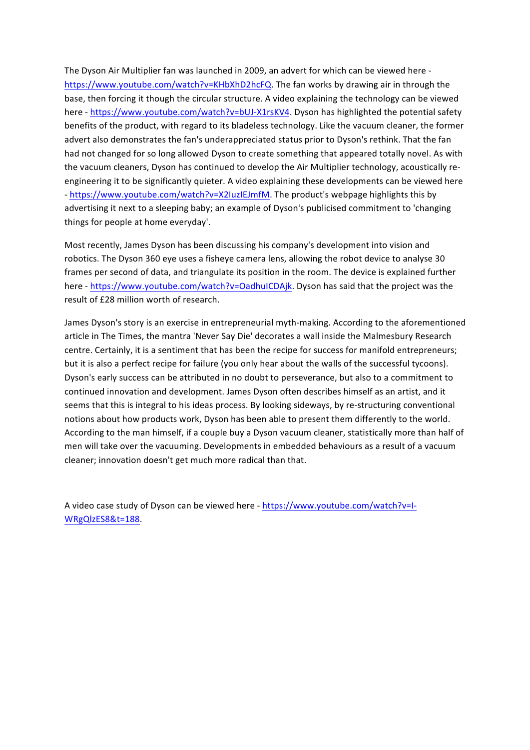The Dyson Air Multiplier fan was launched in 2009, an advert for which can be viewed here - https://www.youtube.com/watch?v=KHbXhD2hcFQ. The fan works by drawing air in through the base, then forcing it though the circular structure. A video explaining the technology can be viewed here - https://www.youtube.com/watch?v=bUJ-X1rsKV4. Dyson has highlighted the potential safety benefits of the product, with regard to its bladeless technology. Like the vacuum cleaner, the former advert also demonstrates the fan's underappreciated status prior to Dyson's rethink. That the fan had not changed for so long allowed Dyson to create something that appeared totally novel. As with the vacuum cleaners, Dyson has continued to develop the Air Multiplier technology, acoustically re-engineering it to be significantly quieter. A video explaining these developments can be viewed here - https://www.youtube.com/watch?v=X2IuzIEJmfM. The product's webpage highlights this by advertising it next to a sleeping baby; an example of Dyson's publicised commitment to 'changing things for people at home everyday'.

Most recently, James Dyson has been discussing his company's development into vision and robotics. The Dyson 360 eye uses a fisheye camera lens, allowing the robot device to analyse 30 frames per second of data, and triangulate its position in the room. The device is explained further here - https://www.youtube.com/watch?v=OadhuICDAjk. Dyson has said that the project was the result of £28 million worth of research.

James Dyson's story is an exercise in entrepreneurial myth-making. According to the aforementioned article in The Times, the mantra 'Never Say Die' decorates a wall inside the Malmesbury Research centre. Certainly, it is a sentiment that has been the recipe for success for manifold entrepreneurs; but it is also a perfect recipe for failure (you only hear about the walls of the successful tycoons). Dyson's early success can be attributed in no doubt to perseverance, but also to a commitment to continued innovation and development. James Dyson often describes himself as an artist, and it seems that this is integral to his ideas process. By looking sideways, by re-structuring conventional notions about how products work, Dyson has been able to present them differently to the world. According to the man himself, if a couple buy a Dyson vacuum cleaner, statistically more than half of men will take over the vacuuming. Developments in embedded behaviours as a result of a vacuum cleaner; innovation doesn't get much more radical than that.

A video case study of Dyson can be viewed here - https://www.youtube.com/watch?v=I-WRgQlzES8&t=188.